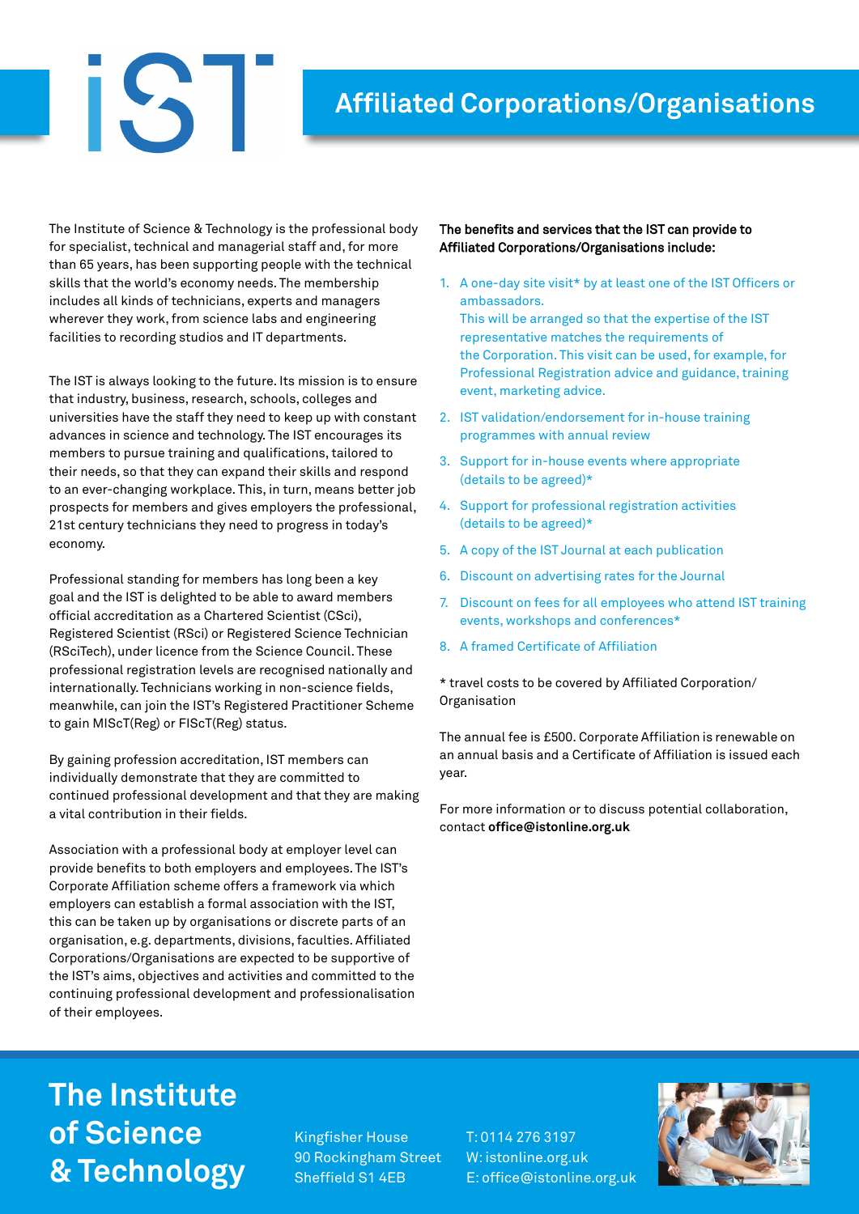# Affiliated Corporations/Organisations

The Institute of Science & Technology is the professional body for specialist, technical and managerial staff and, for more than 65 years, has been supporting people with the technical skills that the world's economy needs. The membership includes all kinds of technicians, experts and managers wherever they work, from science labs and engineering facilities to recording studios and IT departments.

The IST is always looking to the future. Its mission is to ensure that industry, business, research, schools, colleges and universities have the staff they need to keep up with constant advances in science and technology. The IST encourages its members to pursue training and qualifications, tailored to their needs, so that they can expand their skills and respond to an ever-changing workplace. This, in turn, means better job prospects for members and gives employers the professional, 21st century technicians they need to progress in today's economy.

Professional standing for members has long been a key goal and the IST is delighted to be able to award members official accreditation as a Chartered Scientist (CSci), Registered Scientist (RSci) or Registered Science Technician (RSciTech), under licence from the Science Council. These professional registration levels are recognised nationally and internationally. Technicians working in non-science fields, meanwhile, can join the IST's Registered Practitioner Scheme to gain MIScT(Reg) or FIScT(Reg) status.

By gaining profession accreditation, IST members can individually demonstrate that they are committed to continued professional development and that they are making a vital contribution in their fields.

Association with a professional body at employer level can provide benefits to both employers and employees. The IST's Corporate Affiliation scheme offers a framework via which employers can establish a formal association with the IST, this can be taken up by organisations or discrete parts of an organisation, e.g. departments, divisions, faculties. Affiliated Corporations/Organisations are expected to be supportive of the IST's aims, objectives and activities and committed to the continuing professional development and professionalisation of their employees.

**The benefits and services that the IST can provide to Affiliated Corporations/Organisations include:**

1. A one-day site visit* by at least one of the IST Officers or ambassadors.
   This will be arranged so that the expertise of the IST representative matches the requirements of the Corporation. This visit can be used, for example, for Professional Registration advice and guidance, training event, marketing advice.
2. IST validation/endorsement for in-house training programmes with annual review
3. Support for in-house events where appropriate (details to be agreed)*
4. Support for professional registration activities (details to be agreed)*
5. A copy of the IST Journal at each publication
6. Discount on advertising rates for the Journal
7. Discount on fees for all employees who attend IST training events, workshops and conferences*
8. A framed Certificate of Affiliation

* travel costs to be covered by Affiliated Corporation/Organisation

The annual fee is £500. Corporate Affiliation is renewable on an annual basis and a Certificate of Affiliation is issued each year.

For more information or to discuss potential collaboration, contact **office@istonline.org.uk**

**The Institute of Science & Technology**

Kingfisher House
90 Rockingham Street
Sheffield S1 4EB

T: 0114 276 3197
W: istonline.org.uk
E: office@istonline.org.uk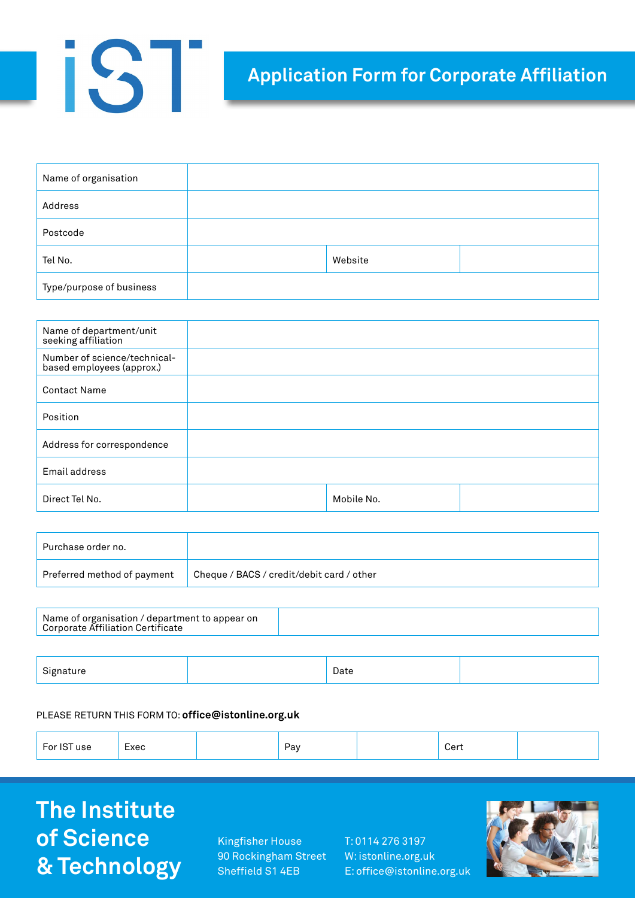# Application Form for Corporate Affiliation

| | | | |
|---|---|---|---|
| Name of organisation | | | |
| Address | | | |
| Postcode | | | |
| Tel No. | | Website | |
| Type/purpose of business | | | |

| | | | |
|---|---|---|---|
| Name of department/unit seeking affiliation | | | |
| Number of science/technical-based employees (approx.) | | | |
| Contact Name | | | |
| Position | | | |
| Address for correspondence | | | |
| Email address | | | |
| Direct Tel No. | | Mobile No. | |

| | |
|---|---|
| Purchase order no. | |
| Preferred method of payment | Cheque / BACS / credit/debit card / other |

| | |
|---|---|
| Name of organisation / department to appear on Corporate Affiliation Certificate | |

| | | | |
|---|---|---|---|
| Signature | | Date | |

PLEASE RETURN THIS FORM TO: **office@istonline.org.uk**

| | | | | | | |
|---|---|---|---|---|---|---|
| For IST use | Exec | | Pay | | Cert | |

**The Institute of Science & Technology**

Kingfisher House
90 Rockingham Street
Sheffield S1 4EB

T: 0114 276 3197
W: istonline.org.uk
E: office@istonline.org.uk